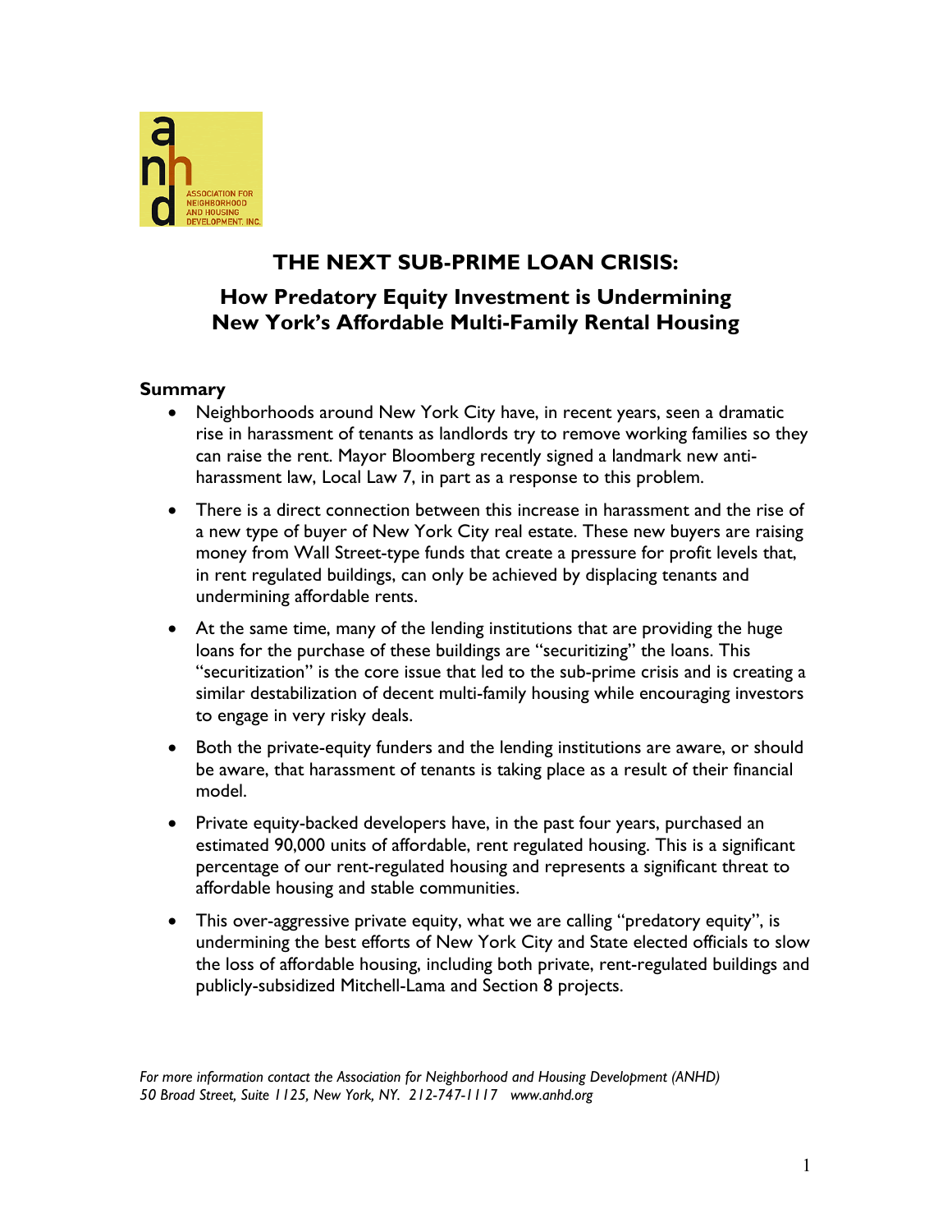# THE NEXT SUB-PRIME LOAN CRISIS:

## How Predatory Equity Investment is Undermining New York's Affordable Multi-Family Rental Housing

### Summary

- Neighborhoods around New York City have, in recent years, seen a dramatic rise in harassment of tenants as landlords try to remove working families so they can raise the rent. Mayor Bloomberg recently signed a landmark new anti-harassment law, Local Law 7, in part as a response to this problem.
- There is a direct connection between this increase in harassment and the rise of a new type of buyer of New York City real estate. These new buyers are raising money from Wall Street-type funds that create a pressure for profit levels that, in rent regulated buildings, can only be achieved by displacing tenants and undermining affordable rents.
- At the same time, many of the lending institutions that are providing the huge loans for the purchase of these buildings are "securitizing" the loans. This "securitization" is the core issue that led to the sub-prime crisis and is creating a similar destabilization of decent multi-family housing while encouraging investors to engage in very risky deals.
- Both the private-equity funders and the lending institutions are aware, or should be aware, that harassment of tenants is taking place as a result of their financial model.
- Private equity-backed developers have, in the past four years, purchased an estimated 90,000 units of affordable, rent regulated housing. This is a significant percentage of our rent-regulated housing and represents a significant threat to affordable housing and stable communities.
- This over-aggressive private equity, what we are calling "predatory equity", is undermining the best efforts of New York City and State elected officials to slow the loss of affordable housing, including both private, rent-regulated buildings and publicly-subsidized Mitchell-Lama and Section 8 projects.

*For more information contact the Association for Neighborhood and Housing Development (ANHD) 50 Broad Street, Suite 1125, New York, NY. 212-747-1117 www.anhd.org*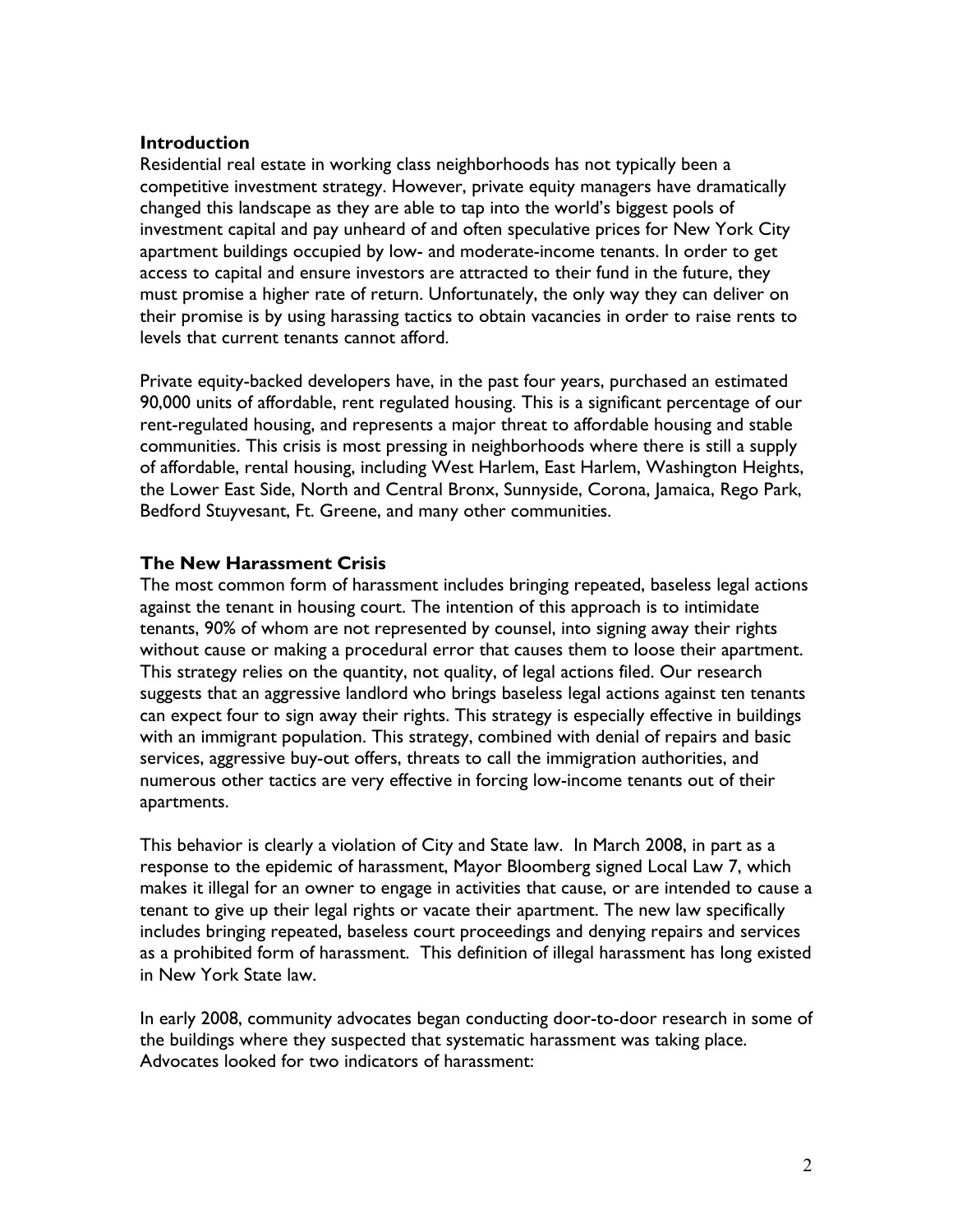## Introduction

Residential real estate in working class neighborhoods has not typically been a competitive investment strategy. However, private equity managers have dramatically changed this landscape as they are able to tap into the world's biggest pools of investment capital and pay unheard of and often speculative prices for New York City apartment buildings occupied by low- and moderate-income tenants. In order to get access to capital and ensure investors are attracted to their fund in the future, they must promise a higher rate of return. Unfortunately, the only way they can deliver on their promise is by using harassing tactics to obtain vacancies in order to raise rents to levels that current tenants cannot afford.

Private equity-backed developers have, in the past four years, purchased an estimated 90,000 units of affordable, rent regulated housing. This is a significant percentage of our rent-regulated housing, and represents a major threat to affordable housing and stable communities. This crisis is most pressing in neighborhoods where there is still a supply of affordable, rental housing, including West Harlem, East Harlem, Washington Heights, the Lower East Side, North and Central Bronx, Sunnyside, Corona, Jamaica, Rego Park, Bedford Stuyvesant, Ft. Greene, and many other communities.

## The New Harassment Crisis

The most common form of harassment includes bringing repeated, baseless legal actions against the tenant in housing court. The intention of this approach is to intimidate tenants, 90% of whom are not represented by counsel, into signing away their rights without cause or making a procedural error that causes them to loose their apartment. This strategy relies on the quantity, not quality, of legal actions filed. Our research suggests that an aggressive landlord who brings baseless legal actions against ten tenants can expect four to sign away their rights. This strategy is especially effective in buildings with an immigrant population. This strategy, combined with denial of repairs and basic services, aggressive buy-out offers, threats to call the immigration authorities, and numerous other tactics are very effective in forcing low-income tenants out of their apartments.

This behavior is clearly a violation of City and State law. In March 2008, in part as a response to the epidemic of harassment, Mayor Bloomberg signed Local Law 7, which makes it illegal for an owner to engage in activities that cause, or are intended to cause a tenant to give up their legal rights or vacate their apartment. The new law specifically includes bringing repeated, baseless court proceedings and denying repairs and services as a prohibited form of harassment. This definition of illegal harassment has long existed in New York State law.

In early 2008, community advocates began conducting door-to-door research in some of the buildings where they suspected that systematic harassment was taking place. Advocates looked for two indicators of harassment: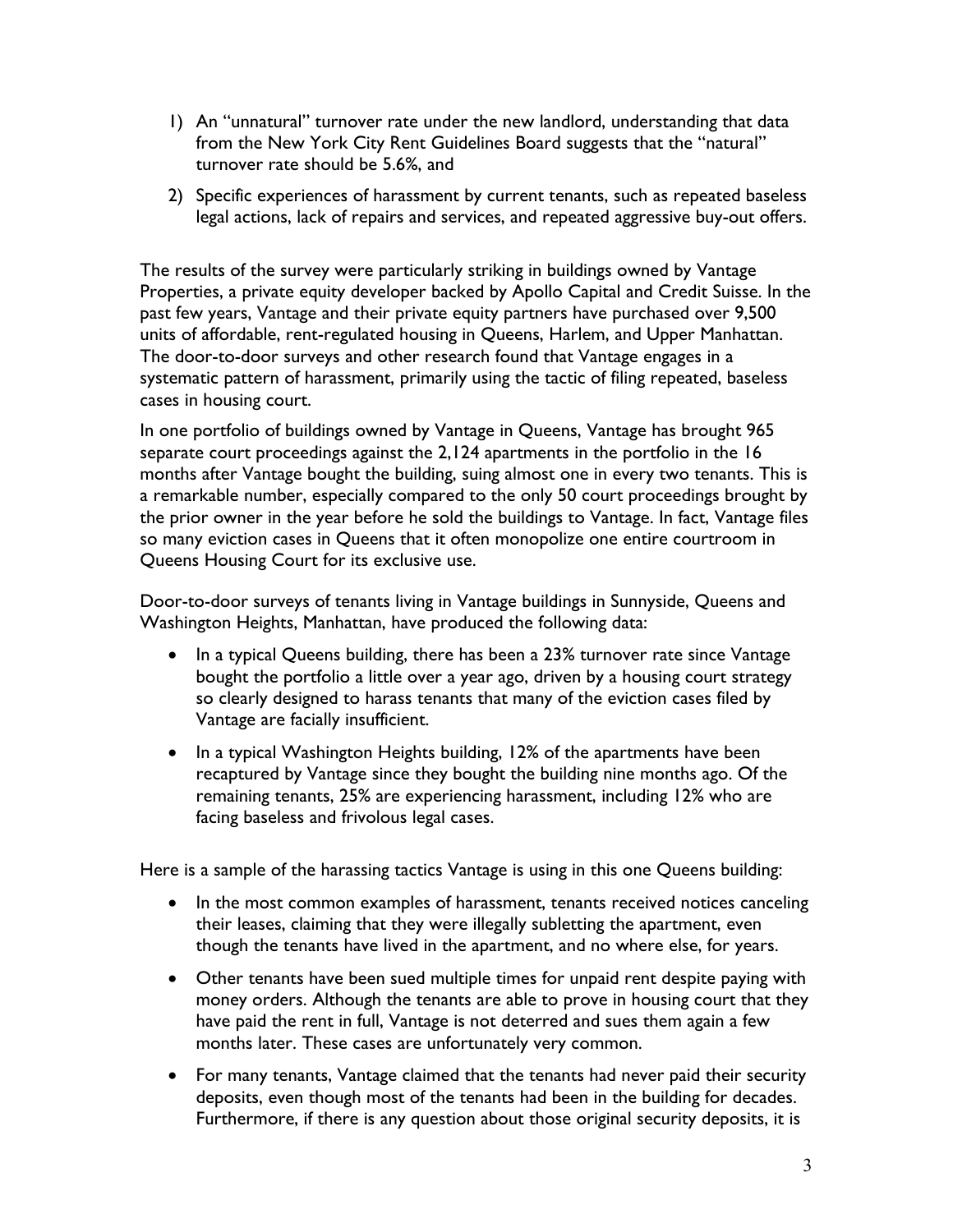1) An "unnatural" turnover rate under the new landlord, understanding that data from the New York City Rent Guidelines Board suggests that the "natural" turnover rate should be 5.6%, and

2) Specific experiences of harassment by current tenants, such as repeated baseless legal actions, lack of repairs and services, and repeated aggressive buy-out offers.

The results of the survey were particularly striking in buildings owned by Vantage Properties, a private equity developer backed by Apollo Capital and Credit Suisse. In the past few years, Vantage and their private equity partners have purchased over 9,500 units of affordable, rent-regulated housing in Queens, Harlem, and Upper Manhattan. The door-to-door surveys and other research found that Vantage engages in a systematic pattern of harassment, primarily using the tactic of filing repeated, baseless cases in housing court.

In one portfolio of buildings owned by Vantage in Queens, Vantage has brought 965 separate court proceedings against the 2,124 apartments in the portfolio in the 16 months after Vantage bought the building, suing almost one in every two tenants. This is a remarkable number, especially compared to the only 50 court proceedings brought by the prior owner in the year before he sold the buildings to Vantage. In fact, Vantage files so many eviction cases in Queens that it often monopolize one entire courtroom in Queens Housing Court for its exclusive use.

Door-to-door surveys of tenants living in Vantage buildings in Sunnyside, Queens and Washington Heights, Manhattan, have produced the following data:

- In a typical Queens building, there has been a 23% turnover rate since Vantage bought the portfolio a little over a year ago, driven by a housing court strategy so clearly designed to harass tenants that many of the eviction cases filed by Vantage are facially insufficient.
- In a typical Washington Heights building, 12% of the apartments have been recaptured by Vantage since they bought the building nine months ago. Of the remaining tenants, 25% are experiencing harassment, including 12% who are facing baseless and frivolous legal cases.

Here is a sample of the harassing tactics Vantage is using in this one Queens building:

- In the most common examples of harassment, tenants received notices canceling their leases, claiming that they were illegally subletting the apartment, even though the tenants have lived in the apartment, and no where else, for years.
- Other tenants have been sued multiple times for unpaid rent despite paying with money orders. Although the tenants are able to prove in housing court that they have paid the rent in full, Vantage is not deterred and sues them again a few months later. These cases are unfortunately very common.
- For many tenants, Vantage claimed that the tenants had never paid their security deposits, even though most of the tenants had been in the building for decades. Furthermore, if there is any question about those original security deposits, it is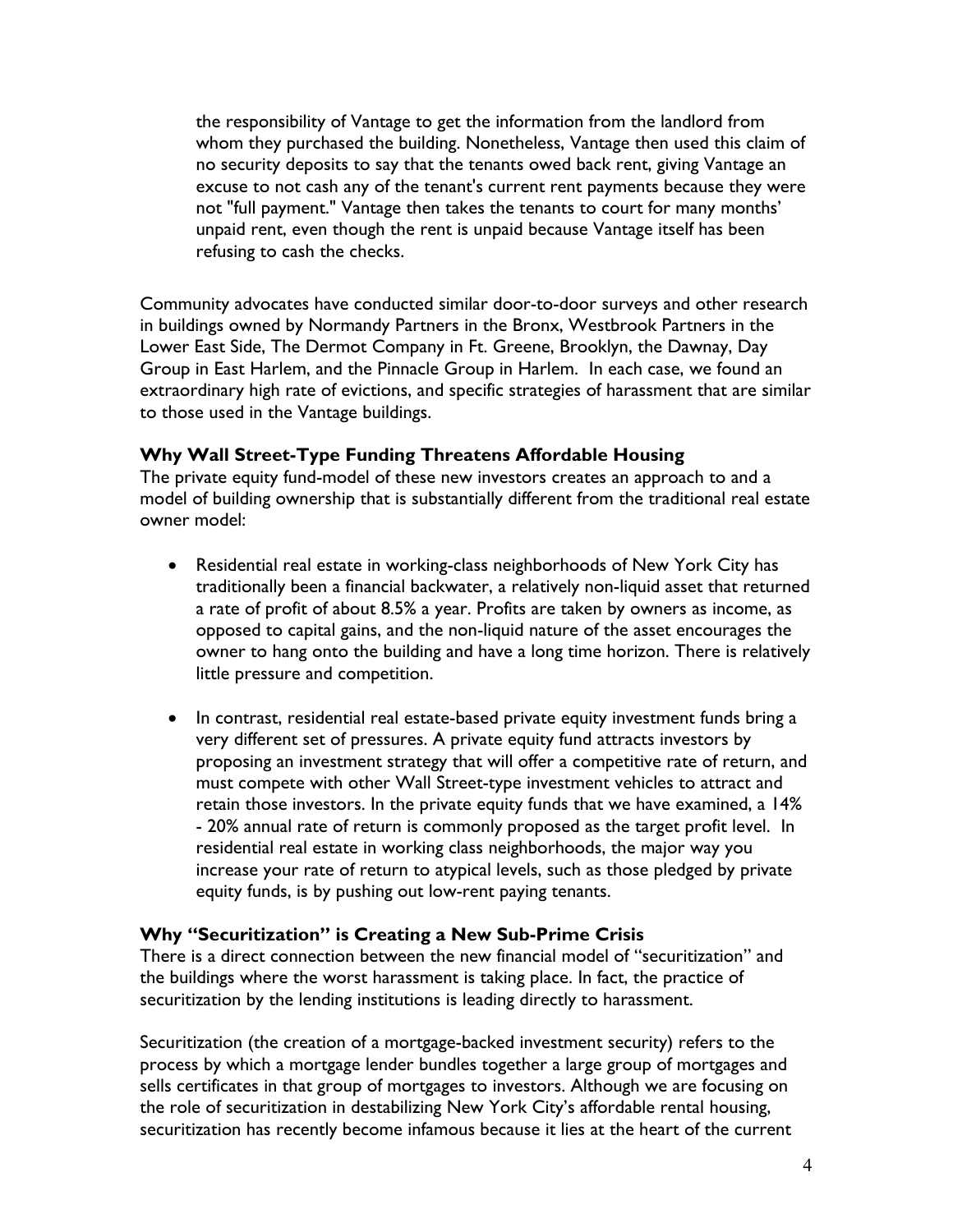the responsibility of Vantage to get the information from the landlord from whom they purchased the building. Nonetheless, Vantage then used this claim of no security deposits to say that the tenants owed back rent, giving Vantage an excuse to not cash any of the tenant's current rent payments because they were not "full payment." Vantage then takes the tenants to court for many months' unpaid rent, even though the rent is unpaid because Vantage itself has been refusing to cash the checks.

Community advocates have conducted similar door-to-door surveys and other research in buildings owned by Normandy Partners in the Bronx, Westbrook Partners in the Lower East Side, The Dermot Company in Ft. Greene, Brooklyn, the Dawnay, Day Group in East Harlem, and the Pinnacle Group in Harlem. In each case, we found an extraordinary high rate of evictions, and specific strategies of harassment that are similar to those used in the Vantage buildings.

### Why Wall Street-Type Funding Threatens Affordable Housing

The private equity fund-model of these new investors creates an approach to and a model of building ownership that is substantially different from the traditional real estate owner model:

- Residential real estate in working-class neighborhoods of New York City has traditionally been a financial backwater, a relatively non-liquid asset that returned a rate of profit of about 8.5% a year. Profits are taken by owners as income, as opposed to capital gains, and the non-liquid nature of the asset encourages the owner to hang onto the building and have a long time horizon. There is relatively little pressure and competition.

- In contrast, residential real estate-based private equity investment funds bring a very different set of pressures. A private equity fund attracts investors by proposing an investment strategy that will offer a competitive rate of return, and must compete with other Wall Street-type investment vehicles to attract and retain those investors. In the private equity funds that we have examined, a 14% - 20% annual rate of return is commonly proposed as the target profit level. In residential real estate in working class neighborhoods, the major way you increase your rate of return to atypical levels, such as those pledged by private equity funds, is by pushing out low-rent paying tenants.

### Why "Securitization" is Creating a New Sub-Prime Crisis

There is a direct connection between the new financial model of "securitization" and the buildings where the worst harassment is taking place. In fact, the practice of securitization by the lending institutions is leading directly to harassment.

Securitization (the creation of a mortgage-backed investment security) refers to the process by which a mortgage lender bundles together a large group of mortgages and sells certificates in that group of mortgages to investors. Although we are focusing on the role of securitization in destabilizing New York City's affordable rental housing, securitization has recently become infamous because it lies at the heart of the current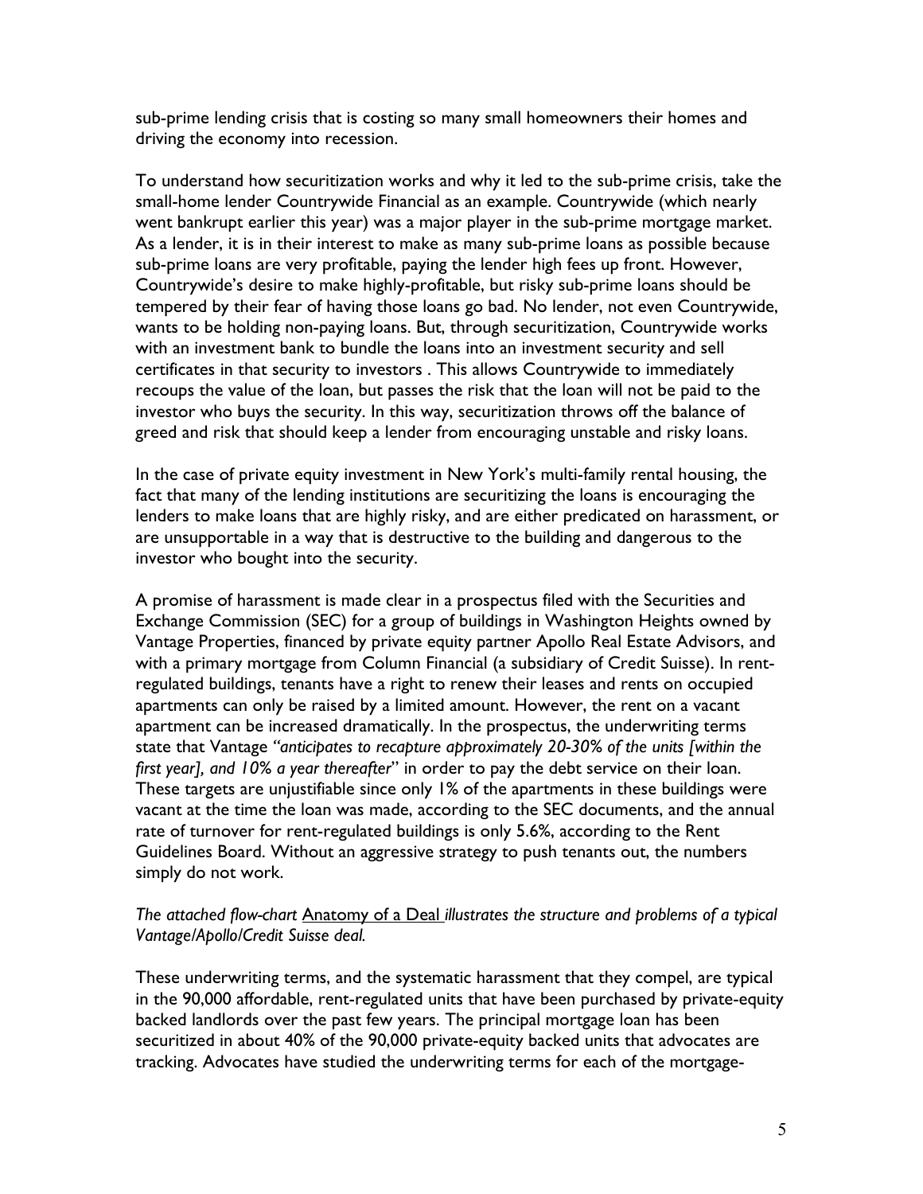sub-prime lending crisis that is costing so many small homeowners their homes and driving the economy into recession.

To understand how securitization works and why it led to the sub-prime crisis, take the small-home lender Countrywide Financial as an example. Countrywide (which nearly went bankrupt earlier this year) was a major player in the sub-prime mortgage market. As a lender, it is in their interest to make as many sub-prime loans as possible because sub-prime loans are very profitable, paying the lender high fees up front. However, Countrywide's desire to make highly-profitable, but risky sub-prime loans should be tempered by their fear of having those loans go bad. No lender, not even Countrywide, wants to be holding non-paying loans. But, through securitization, Countrywide works with an investment bank to bundle the loans into an investment security and sell certificates in that security to investors . This allows Countrywide to immediately recoups the value of the loan, but passes the risk that the loan will not be paid to the investor who buys the security. In this way, securitization throws off the balance of greed and risk that should keep a lender from encouraging unstable and risky loans.

In the case of private equity investment in New York's multi-family rental housing, the fact that many of the lending institutions are securitizing the loans is encouraging the lenders to make loans that are highly risky, and are either predicated on harassment, or are unsupportable in a way that is destructive to the building and dangerous to the investor who bought into the security.

A promise of harassment is made clear in a prospectus filed with the Securities and Exchange Commission (SEC) for a group of buildings in Washington Heights owned by Vantage Properties, financed by private equity partner Apollo Real Estate Advisors, and with a primary mortgage from Column Financial (a subsidiary of Credit Suisse). In rent-regulated buildings, tenants have a right to renew their leases and rents on occupied apartments can only be raised by a limited amount. However, the rent on a vacant apartment can be increased dramatically. In the prospectus, the underwriting terms state that Vantage "*anticipates to recapture approximately 20-30% of the units [within the first year], and 10% a year thereafter*" in order to pay the debt service on their loan. These targets are unjustifiable since only 1% of the apartments in these buildings were vacant at the time the loan was made, according to the SEC documents, and the annual rate of turnover for rent-regulated buildings is only 5.6%, according to the Rent Guidelines Board. Without an aggressive strategy to push tenants out, the numbers simply do not work.

*The attached flow-chart* Anatomy of a Deal *illustrates the structure and problems of a typical Vantage/Apollo/Credit Suisse deal.*

These underwriting terms, and the systematic harassment that they compel, are typical in the 90,000 affordable, rent-regulated units that have been purchased by private-equity backed landlords over the past few years. The principal mortgage loan has been securitized in about 40% of the 90,000 private-equity backed units that advocates are tracking. Advocates have studied the underwriting terms for each of the mortgage-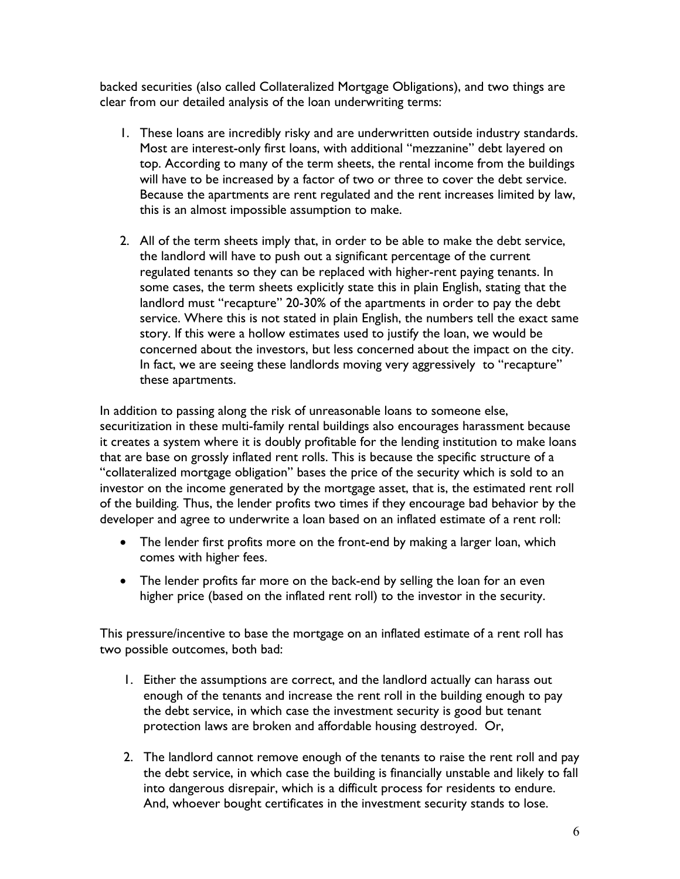backed securities (also called Collateralized Mortgage Obligations), and two things are clear from our detailed analysis of the loan underwriting terms:

1. These loans are incredibly risky and are underwritten outside industry standards. Most are interest-only first loans, with additional "mezzanine" debt layered on top. According to many of the term sheets, the rental income from the buildings will have to be increased by a factor of two or three to cover the debt service. Because the apartments are rent regulated and the rent increases limited by law, this is an almost impossible assumption to make.

2. All of the term sheets imply that, in order to be able to make the debt service, the landlord will have to push out a significant percentage of the current regulated tenants so they can be replaced with higher-rent paying tenants. In some cases, the term sheets explicitly state this in plain English, stating that the landlord must "recapture" 20-30% of the apartments in order to pay the debt service. Where this is not stated in plain English, the numbers tell the exact same story. If this were a hollow estimates used to justify the loan, we would be concerned about the investors, but less concerned about the impact on the city. In fact, we are seeing these landlords moving very aggressively to "recapture" these apartments.

In addition to passing along the risk of unreasonable loans to someone else, securitization in these multi-family rental buildings also encourages harassment because it creates a system where it is doubly profitable for the lending institution to make loans that are base on grossly inflated rent rolls. This is because the specific structure of a "collateralized mortgage obligation" bases the price of the security which is sold to an investor on the income generated by the mortgage asset, that is, the estimated rent roll of the building. Thus, the lender profits two times if they encourage bad behavior by the developer and agree to underwrite a loan based on an inflated estimate of a rent roll:

- The lender first profits more on the front-end by making a larger loan, which comes with higher fees.
- The lender profits far more on the back-end by selling the loan for an even higher price (based on the inflated rent roll) to the investor in the security.

This pressure/incentive to base the mortgage on an inflated estimate of a rent roll has two possible outcomes, both bad:

1. Either the assumptions are correct, and the landlord actually can harass out enough of the tenants and increase the rent roll in the building enough to pay the debt service, in which case the investment security is good but tenant protection laws are broken and affordable housing destroyed. Or,

2. The landlord cannot remove enough of the tenants to raise the rent roll and pay the debt service, in which case the building is financially unstable and likely to fall into dangerous disrepair, which is a difficult process for residents to endure. And, whoever bought certificates in the investment security stands to lose.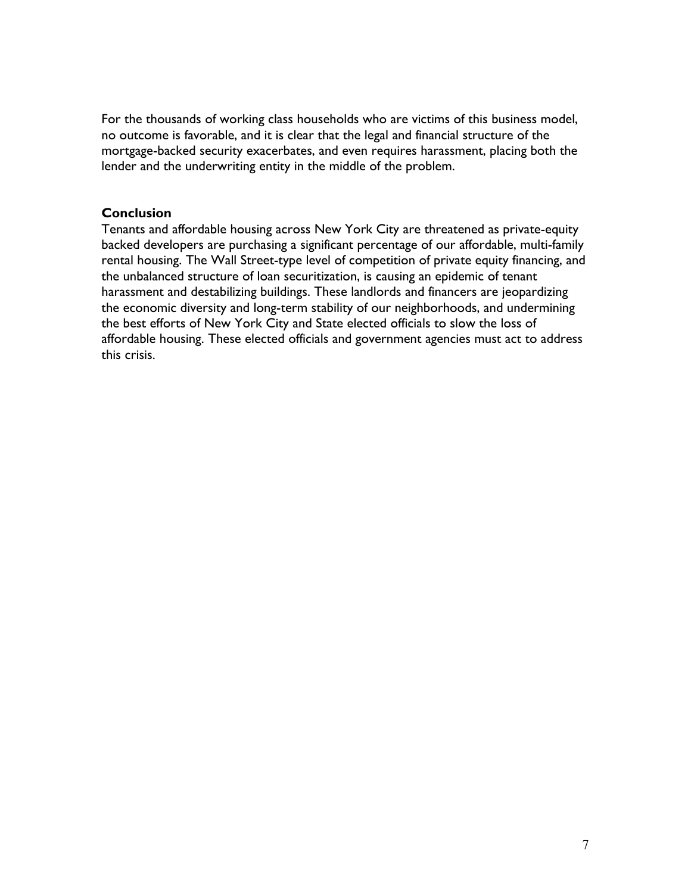For the thousands of working class households who are victims of this business model, no outcome is favorable, and it is clear that the legal and financial structure of the mortgage-backed security exacerbates, and even requires harassment, placing both the lender and the underwriting entity in the middle of the problem.

## Conclusion

Tenants and affordable housing across New York City are threatened as private-equity backed developers are purchasing a significant percentage of our affordable, multi-family rental housing. The Wall Street-type level of competition of private equity financing, and the unbalanced structure of loan securitization, is causing an epidemic of tenant harassment and destabilizing buildings. These landlords and financers are jeopardizing the economic diversity and long-term stability of our neighborhoods, and undermining the best efforts of New York City and State elected officials to slow the loss of affordable housing. These elected officials and government agencies must act to address this crisis.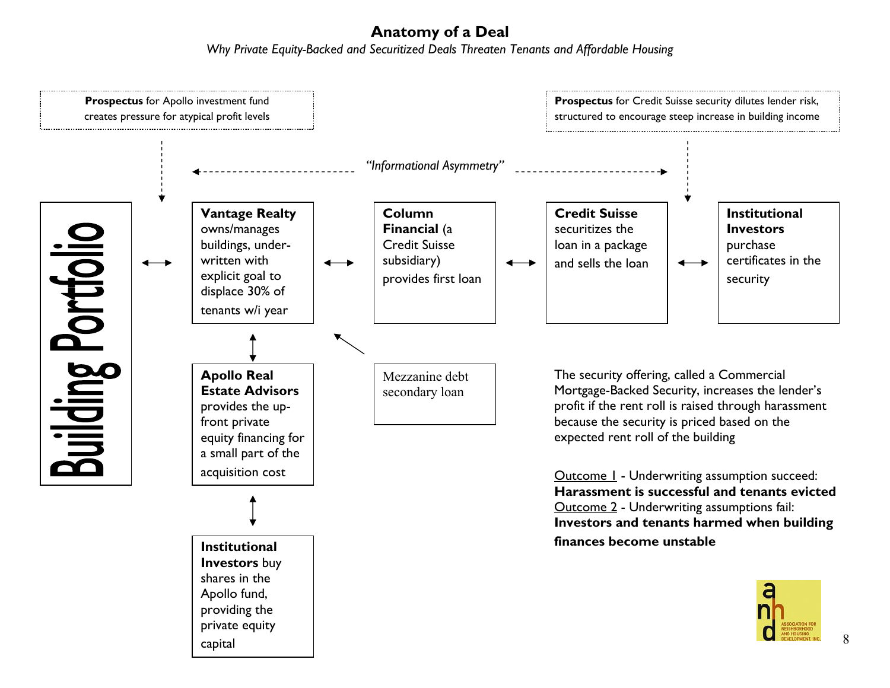# Anatomy of a Deal

*Why Private Equity-Backed and Securitized Deals Threaten Tenants and Affordable Housing*

**Prospectus** for Apollo investment fund creates pressure for atypical profit levels

**Prospectus** for Credit Suisse security dilutes lender risk, structured to encourage steep increase in building income

*"Informational Asymmetry"*

Building Portfolio

**Vantage Realty** owns/manages buildings, under-written with explicit goal to displace 30% of tenants w/i year

**Column Financial** (a Credit Suisse subsidiary) provides first loan

**Credit Suisse** securitizes the loan in a package and sells the loan

**Institutional Investors** purchase certificates in the security

**Apollo Real Estate Advisors** provides the up-front private equity financing for a small part of the acquisition cost

Mezzanine debt secondary loan

**Institutional Investors** buy shares in the Apollo fund, providing the private equity capital

The security offering, called a Commercial Mortgage-Backed Security, increases the lender's profit if the rent roll is raised through harassment because the security is priced based on the expected rent roll of the building

Outcome 1 - Underwriting assumption succeed: **Harassment is successful and tenants evicted**

Outcome 2 - Underwriting assumptions fail: **Investors and tenants harmed when building finances become unstable**

ASSOCIATION FOR NEIGHBORHOOD AND HOUSING DEVELOPMENT, INC.